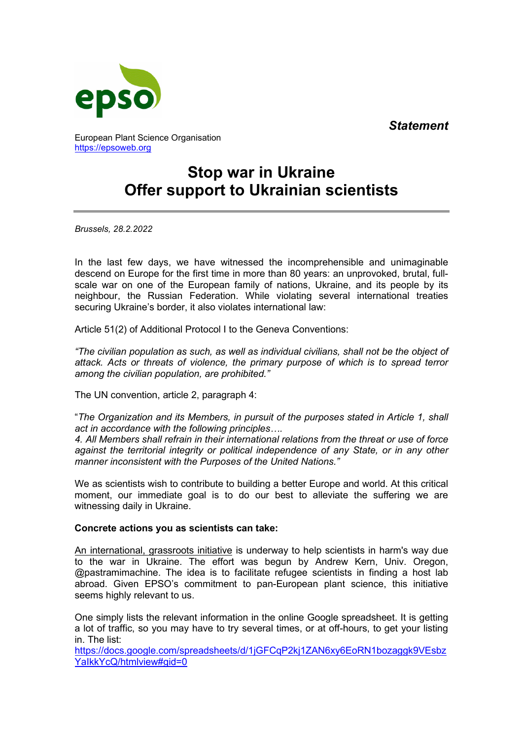epso

***Statement***

European Plant Science Organisation
https://epsoweb.org

# Stop war in Ukraine
# Offer support to Ukrainian scientists

*Brussels, 28.2.2022*

In the last few days, we have witnessed the incomprehensible and unimaginable descend on Europe for the first time in more than 80 years: an unprovoked, brutal, full-scale war on one of the European family of nations, Ukraine, and its people by its neighbour, the Russian Federation. While violating several international treaties securing Ukraine's border, it also violates international law:

Article 51(2) of Additional Protocol I to the Geneva Conventions:

*"The civilian population as such, as well as individual civilians, shall not be the object of attack. Acts or threats of violence, the primary purpose of which is to spread terror among the civilian population, are prohibited."*

The UN convention, article 2, paragraph 4:

"*The Organization and its Members, in pursuit of the purposes stated in Article 1, shall act in accordance with the following principles….*
*4. All Members shall refrain in their international relations from the threat or use of force against the territorial integrity or political independence of any State, or in any other manner inconsistent with the Purposes of the United Nations."*

We as scientists wish to contribute to building a better Europe and world. At this critical moment, our immediate goal is to do our best to alleviate the suffering we are witnessing daily in Ukraine.

**Concrete actions you as scientists can take:**

An international, grassroots initiative is underway to help scientists in harm's way due to the war in Ukraine. The effort was begun by Andrew Kern, Univ. Oregon, @pastramimachine. The idea is to facilitate refugee scientists in finding a host lab abroad. Given EPSO's commitment to pan-European plant science, this initiative seems highly relevant to us.

One simply lists the relevant information in the online Google spreadsheet. It is getting a lot of traffic, so you may have to try several times, or at off-hours, to get your listing in. The list:
https://docs.google.com/spreadsheets/d/1jGFCqP2kj1ZAN6xy6EoRN1bozaggk9VEsbzYaIkkYcQ/htmlview#gid=0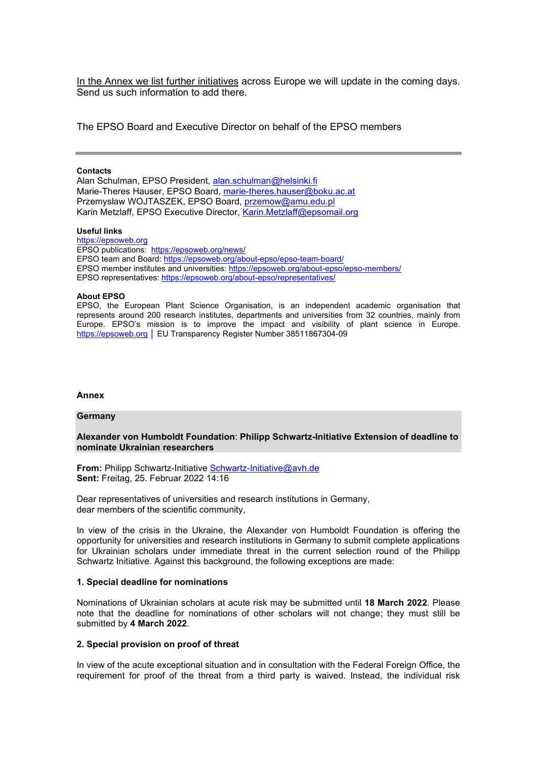In the Annex we list further initiatives across Europe we will update in the coming days. Send us such information to add there.

The EPSO Board and Executive Director on behalf of the EPSO members

---

**Contacts**
Alan Schulman, EPSO President, alan.schulman@helsinki.fi
Marie-Theres Hauser, EPSO Board, marie-theres.hauser@boku.ac.at
Przemysław WOJTASZEK, EPSO Board, przemow@amu.edu.pl
Karin Metzlaff, EPSO Executive Director, Karin.Metzlaff@epsomail.org

**Useful links**
https://epsoweb.org
EPSO publications: https://epsoweb.org/news/
EPSO team and Board: https://epsoweb.org/about-epso/epso-team-board/
EPSO member institutes and universities: https://epsoweb.org/about-epso/epso-members/
EPSO representatives: https://epsoweb.org/about-epso/representatives/

**About EPSO**
EPSO, the European Plant Science Organisation, is an independent academic organisation that represents around 200 research institutes, departments and universities from 32 countries, mainly from Europe. EPSO's mission is to improve the impact and visibility of plant science in Europe. https://epsoweb.org │ EU Transparency Register Number 38511867304-09

## Annex

### Germany

**Alexander von Humboldt Foundation**: **Philipp Schwartz-Initiative Extension of deadline to nominate Ukrainian researchers**

**From:** Philipp Schwartz-Initiative Schwartz-Initiative@avh.de
**Sent:** Freitag, 25. Februar 2022 14:16

Dear representatives of universities and research institutions in Germany,
dear members of the scientific community,

In view of the crisis in the Ukraine, the Alexander von Humboldt Foundation is offering the opportunity for universities and research institutions in Germany to submit complete applications for Ukrainian scholars under immediate threat in the current selection round of the Philipp Schwartz Initiative. Against this background, the following exceptions are made:

**1. Special deadline for nominations**

Nominations of Ukrainian scholars at acute risk may be submitted until **18 March 2022**. Please note that the deadline for nominations of other scholars will not change; they must still be submitted by **4 March 2022**.

**2. Special provision on proof of threat**

In view of the acute exceptional situation and in consultation with the Federal Foreign Office, the requirement for proof of the threat from a third party is waived. Instead, the individual risk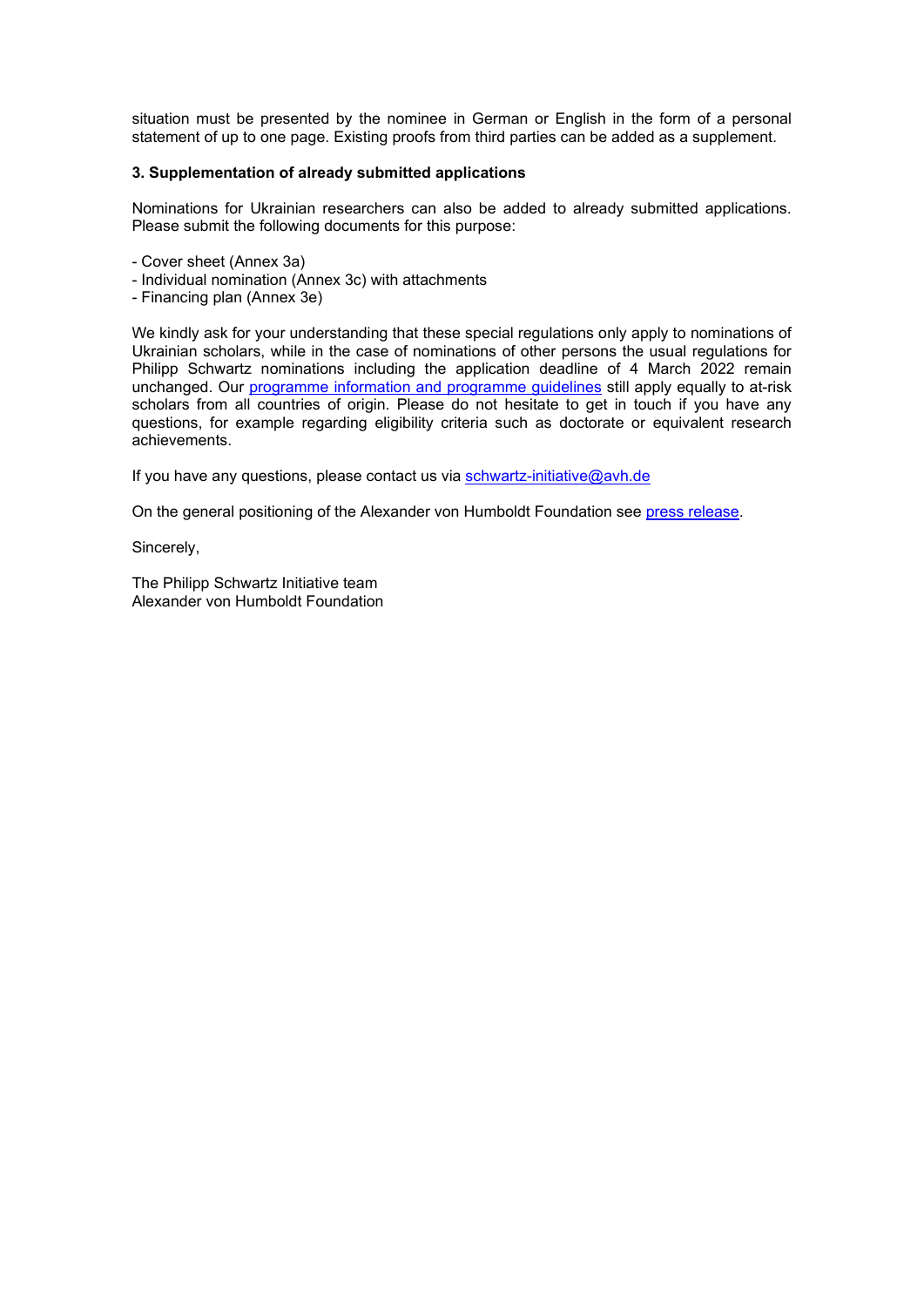situation must be presented by the nominee in German or English in the form of a personal statement of up to one page. Existing proofs from third parties can be added as a supplement.

### 3. Supplementation of already submitted applications

Nominations for Ukrainian researchers can also be added to already submitted applications. Please submit the following documents for this purpose:

- Cover sheet (Annex 3a)
- Individual nomination (Annex 3c) with attachments
- Financing plan (Annex 3e)

We kindly ask for your understanding that these special regulations only apply to nominations of Ukrainian scholars, while in the case of nominations of other persons the usual regulations for Philipp Schwartz nominations including the application deadline of 4 March 2022 remain unchanged. Our [programme information and programme guidelines] still apply equally to at-risk scholars from all countries of origin. Please do not hesitate to get in touch if you have any questions, for example regarding eligibility criteria such as doctorate or equivalent research achievements.

If you have any questions, please contact us via schwartz-initiative@avh.de

On the general positioning of the Alexander von Humboldt Foundation see [press release].

Sincerely,

The Philipp Schwartz Initiative team
Alexander von Humboldt Foundation